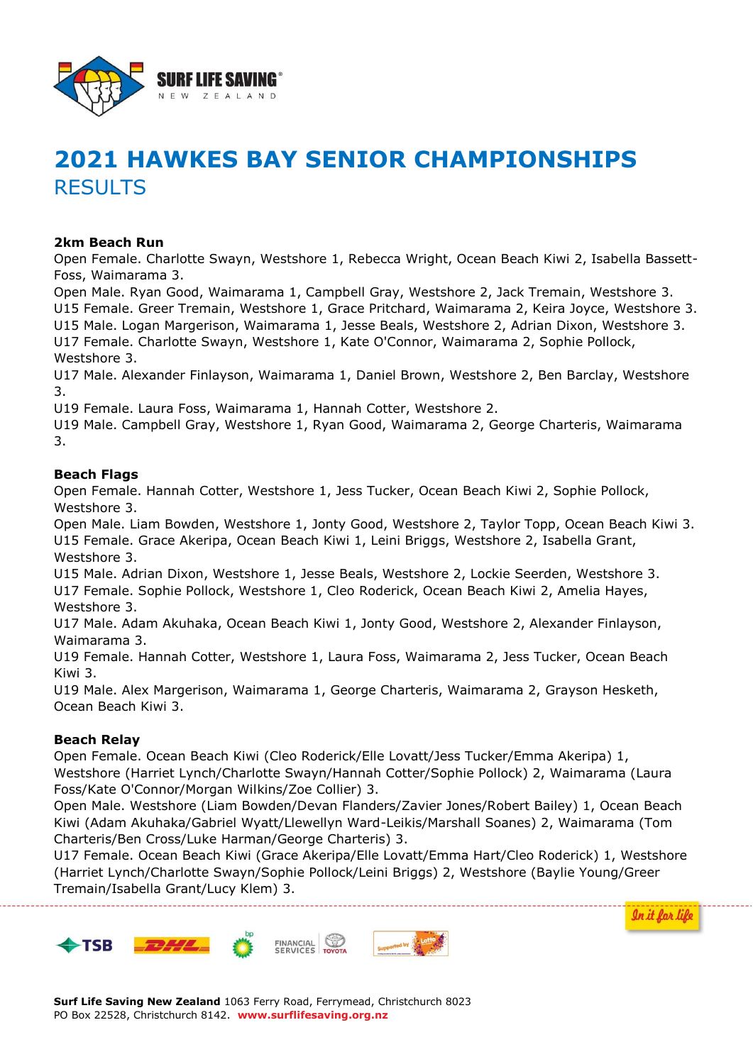# 2021 HAWKES BAY SENIOR CHAMPIONSHIPS

## RESULTS

**2km Beach Run**

Open Female. Charlotte Swayn, Westshore 1, Rebecca Wright, Ocean Beach Kiwi 2, Isabella Bassett-Foss, Waimarama 3.
Open Male. Ryan Good, Waimarama 1, Campbell Gray, Westshore 2, Jack Tremain, Westshore 3.
U15 Female. Greer Tremain, Westshore 1, Grace Pritchard, Waimarama 2, Keira Joyce, Westshore 3.
U15 Male. Logan Margerison, Waimarama 1, Jesse Beals, Westshore 2, Adrian Dixon, Westshore 3.
U17 Female. Charlotte Swayn, Westshore 1, Kate O'Connor, Waimarama 2, Sophie Pollock, Westshore 3.
U17 Male. Alexander Finlayson, Waimarama 1, Daniel Brown, Westshore 2, Ben Barclay, Westshore 3.
U19 Female. Laura Foss, Waimarama 1, Hannah Cotter, Westshore 2.
U19 Male. Campbell Gray, Westshore 1, Ryan Good, Waimarama 2, George Charteris, Waimarama 3.

**Beach Flags**

Open Female. Hannah Cotter, Westshore 1, Jess Tucker, Ocean Beach Kiwi 2, Sophie Pollock, Westshore 3.
Open Male. Liam Bowden, Westshore 1, Jonty Good, Westshore 2, Taylor Topp, Ocean Beach Kiwi 3.
U15 Female. Grace Akeripa, Ocean Beach Kiwi 1, Leini Briggs, Westshore 2, Isabella Grant, Westshore 3.
U15 Male. Adrian Dixon, Westshore 1, Jesse Beals, Westshore 2, Lockie Seerden, Westshore 3.
U17 Female. Sophie Pollock, Westshore 1, Cleo Roderick, Ocean Beach Kiwi 2, Amelia Hayes, Westshore 3.
U17 Male. Adam Akuhaka, Ocean Beach Kiwi 1, Jonty Good, Westshore 2, Alexander Finlayson, Waimarama 3.
U19 Female. Hannah Cotter, Westshore 1, Laura Foss, Waimarama 2, Jess Tucker, Ocean Beach Kiwi 3.
U19 Male. Alex Margerison, Waimarama 1, George Charteris, Waimarama 2, Grayson Hesketh, Ocean Beach Kiwi 3.

**Beach Relay**

Open Female. Ocean Beach Kiwi (Cleo Roderick/Elle Lovatt/Jess Tucker/Emma Akeripa) 1, Westshore (Harriet Lynch/Charlotte Swayn/Hannah Cotter/Sophie Pollock) 2, Waimarama (Laura Foss/Kate O'Connor/Morgan Wilkins/Zoe Collier) 3.
Open Male. Westshore (Liam Bowden/Devan Flanders/Zavier Jones/Robert Bailey) 1, Ocean Beach Kiwi (Adam Akuhaka/Gabriel Wyatt/Llewellyn Ward-Leikis/Marshall Soanes) 2, Waimarama (Tom Charteris/Ben Cross/Luke Harman/George Charteris) 3.
U17 Female. Ocean Beach Kiwi (Grace Akeripa/Elle Lovatt/Emma Hart/Cleo Roderick) 1, Westshore (Harriet Lynch/Charlotte Swayn/Sophie Pollock/Leini Briggs) 2, Westshore (Baylie Young/Greer Tremain/Isabella Grant/Lucy Klem) 3.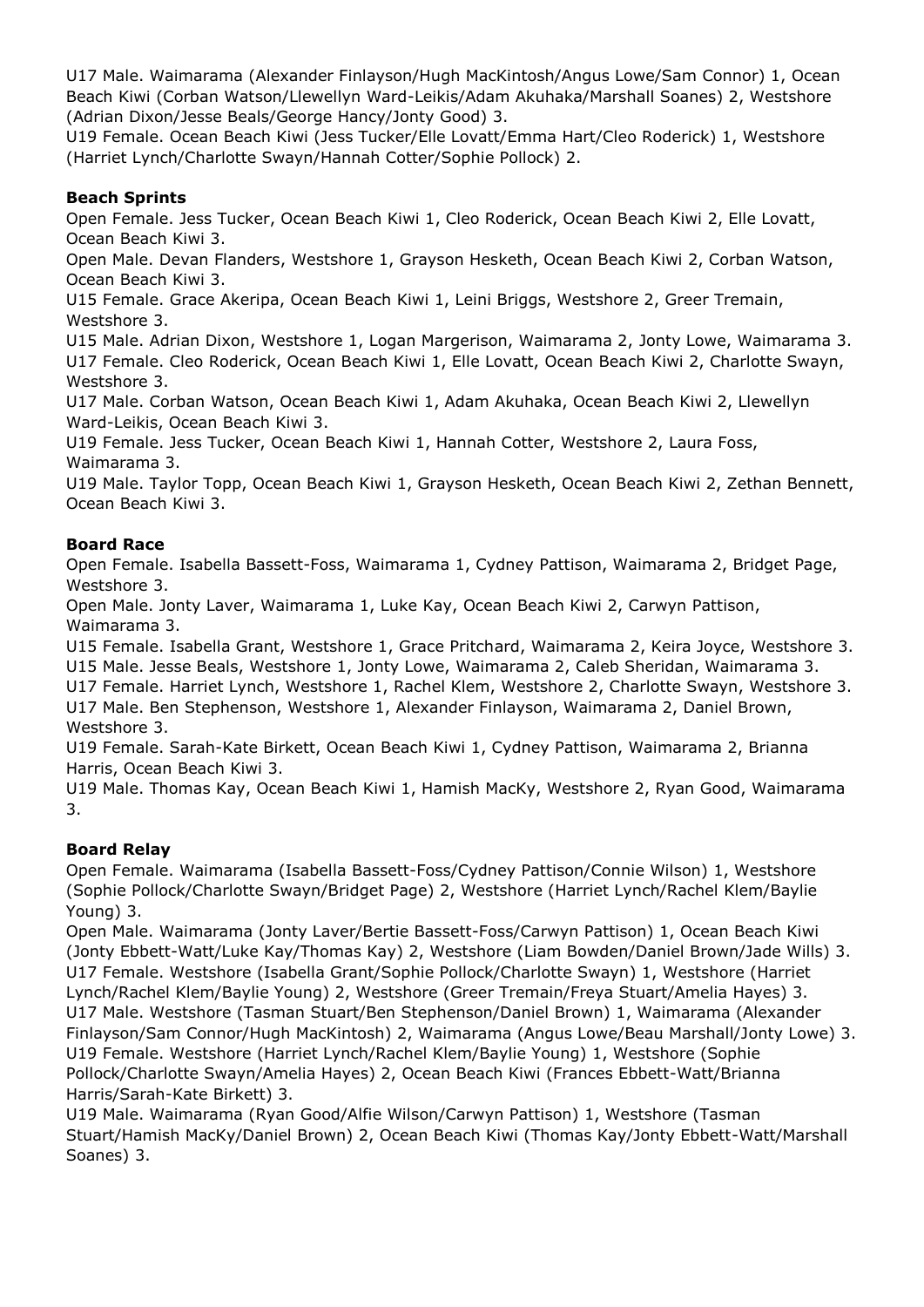U17 Male. Waimarama (Alexander Finlayson/Hugh MacKintosh/Angus Lowe/Sam Connor) 1, Ocean Beach Kiwi (Corban Watson/Llewellyn Ward-Leikis/Adam Akuhaka/Marshall Soanes) 2, Westshore (Adrian Dixon/Jesse Beals/George Hancy/Jonty Good) 3.
U19 Female. Ocean Beach Kiwi (Jess Tucker/Elle Lovatt/Emma Hart/Cleo Roderick) 1, Westshore (Harriet Lynch/Charlotte Swayn/Hannah Cotter/Sophie Pollock) 2.

**Beach Sprints**
Open Female. Jess Tucker, Ocean Beach Kiwi 1, Cleo Roderick, Ocean Beach Kiwi 2, Elle Lovatt, Ocean Beach Kiwi 3.
Open Male. Devan Flanders, Westshore 1, Grayson Hesketh, Ocean Beach Kiwi 2, Corban Watson, Ocean Beach Kiwi 3.
U15 Female. Grace Akeripa, Ocean Beach Kiwi 1, Leini Briggs, Westshore 2, Greer Tremain, Westshore 3.
U15 Male. Adrian Dixon, Westshore 1, Logan Margerison, Waimarama 2, Jonty Lowe, Waimarama 3.
U17 Female. Cleo Roderick, Ocean Beach Kiwi 1, Elle Lovatt, Ocean Beach Kiwi 2, Charlotte Swayn, Westshore 3.
U17 Male. Corban Watson, Ocean Beach Kiwi 1, Adam Akuhaka, Ocean Beach Kiwi 2, Llewellyn Ward-Leikis, Ocean Beach Kiwi 3.
U19 Female. Jess Tucker, Ocean Beach Kiwi 1, Hannah Cotter, Westshore 2, Laura Foss, Waimarama 3.
U19 Male. Taylor Topp, Ocean Beach Kiwi 1, Grayson Hesketh, Ocean Beach Kiwi 2, Zethan Bennett, Ocean Beach Kiwi 3.

**Board Race**
Open Female. Isabella Bassett-Foss, Waimarama 1, Cydney Pattison, Waimarama 2, Bridget Page, Westshore 3.
Open Male. Jonty Laver, Waimarama 1, Luke Kay, Ocean Beach Kiwi 2, Carwyn Pattison, Waimarama 3.
U15 Female. Isabella Grant, Westshore 1, Grace Pritchard, Waimarama 2, Keira Joyce, Westshore 3.
U15 Male. Jesse Beals, Westshore 1, Jonty Lowe, Waimarama 2, Caleb Sheridan, Waimarama 3.
U17 Female. Harriet Lynch, Westshore 1, Rachel Klem, Westshore 2, Charlotte Swayn, Westshore 3.
U17 Male. Ben Stephenson, Westshore 1, Alexander Finlayson, Waimarama 2, Daniel Brown, Westshore 3.
U19 Female. Sarah-Kate Birkett, Ocean Beach Kiwi 1, Cydney Pattison, Waimarama 2, Brianna Harris, Ocean Beach Kiwi 3.
U19 Male. Thomas Kay, Ocean Beach Kiwi 1, Hamish MacKy, Westshore 2, Ryan Good, Waimarama 3.

**Board Relay**
Open Female. Waimarama (Isabella Bassett-Foss/Cydney Pattison/Connie Wilson) 1, Westshore (Sophie Pollock/Charlotte Swayn/Bridget Page) 2, Westshore (Harriet Lynch/Rachel Klem/Baylie Young) 3.
Open Male. Waimarama (Jonty Laver/Bertie Bassett-Foss/Carwyn Pattison) 1, Ocean Beach Kiwi (Jonty Ebbett-Watt/Luke Kay/Thomas Kay) 2, Westshore (Liam Bowden/Daniel Brown/Jade Wills) 3.
U17 Female. Westshore (Isabella Grant/Sophie Pollock/Charlotte Swayn) 1, Westshore (Harriet Lynch/Rachel Klem/Baylie Young) 2, Westshore (Greer Tremain/Freya Stuart/Amelia Hayes) 3.
U17 Male. Westshore (Tasman Stuart/Ben Stephenson/Daniel Brown) 1, Waimarama (Alexander Finlayson/Sam Connor/Hugh MacKintosh) 2, Waimarama (Angus Lowe/Beau Marshall/Jonty Lowe) 3.
U19 Female. Westshore (Harriet Lynch/Rachel Klem/Baylie Young) 1, Westshore (Sophie Pollock/Charlotte Swayn/Amelia Hayes) 2, Ocean Beach Kiwi (Frances Ebbett-Watt/Brianna Harris/Sarah-Kate Birkett) 3.
U19 Male. Waimarama (Ryan Good/Alfie Wilson/Carwyn Pattison) 1, Westshore (Tasman Stuart/Hamish MacKy/Daniel Brown) 2, Ocean Beach Kiwi (Thomas Kay/Jonty Ebbett-Watt/Marshall Soanes) 3.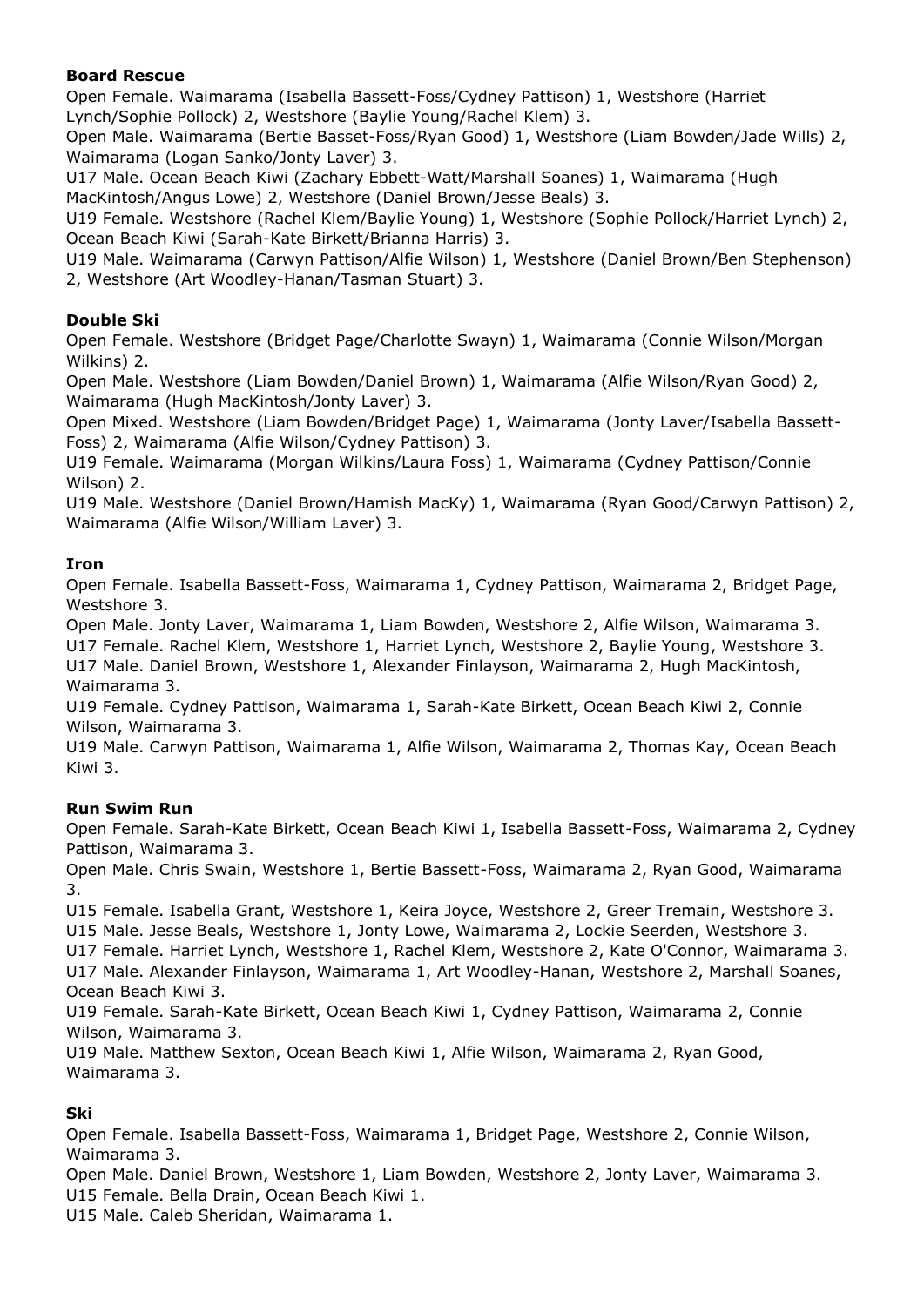**Board Rescue**

Open Female. Waimarama (Isabella Bassett-Foss/Cydney Pattison) 1, Westshore (Harriet Lynch/Sophie Pollock) 2, Westshore (Baylie Young/Rachel Klem) 3.

Open Male. Waimarama (Bertie Basset-Foss/Ryan Good) 1, Westshore (Liam Bowden/Jade Wills) 2, Waimarama (Logan Sanko/Jonty Laver) 3.

U17 Male. Ocean Beach Kiwi (Zachary Ebbett-Watt/Marshall Soanes) 1, Waimarama (Hugh MacKintosh/Angus Lowe) 2, Westshore (Daniel Brown/Jesse Beals) 3.

U19 Female. Westshore (Rachel Klem/Baylie Young) 1, Westshore (Sophie Pollock/Harriet Lynch) 2, Ocean Beach Kiwi (Sarah-Kate Birkett/Brianna Harris) 3.

U19 Male. Waimarama (Carwyn Pattison/Alfie Wilson) 1, Westshore (Daniel Brown/Ben Stephenson) 2, Westshore (Art Woodley-Hanan/Tasman Stuart) 3.

**Double Ski**

Open Female. Westshore (Bridget Page/Charlotte Swayn) 1, Waimarama (Connie Wilson/Morgan Wilkins) 2.

Open Male. Westshore (Liam Bowden/Daniel Brown) 1, Waimarama (Alfie Wilson/Ryan Good) 2, Waimarama (Hugh MacKintosh/Jonty Laver) 3.

Open Mixed. Westshore (Liam Bowden/Bridget Page) 1, Waimarama (Jonty Laver/Isabella Bassett-Foss) 2, Waimarama (Alfie Wilson/Cydney Pattison) 3.

U19 Female. Waimarama (Morgan Wilkins/Laura Foss) 1, Waimarama (Cydney Pattison/Connie Wilson) 2.

U19 Male. Westshore (Daniel Brown/Hamish MacKy) 1, Waimarama (Ryan Good/Carwyn Pattison) 2, Waimarama (Alfie Wilson/William Laver) 3.

**Iron**

Open Female. Isabella Bassett-Foss, Waimarama 1, Cydney Pattison, Waimarama 2, Bridget Page, Westshore 3.

Open Male. Jonty Laver, Waimarama 1, Liam Bowden, Westshore 2, Alfie Wilson, Waimarama 3.

U17 Female. Rachel Klem, Westshore 1, Harriet Lynch, Westshore 2, Baylie Young, Westshore 3.

U17 Male. Daniel Brown, Westshore 1, Alexander Finlayson, Waimarama 2, Hugh MacKintosh, Waimarama 3.

U19 Female. Cydney Pattison, Waimarama 1, Sarah-Kate Birkett, Ocean Beach Kiwi 2, Connie Wilson, Waimarama 3.

U19 Male. Carwyn Pattison, Waimarama 1, Alfie Wilson, Waimarama 2, Thomas Kay, Ocean Beach Kiwi 3.

**Run Swim Run**

Open Female. Sarah-Kate Birkett, Ocean Beach Kiwi 1, Isabella Bassett-Foss, Waimarama 2, Cydney Pattison, Waimarama 3.

Open Male. Chris Swain, Westshore 1, Bertie Bassett-Foss, Waimarama 2, Ryan Good, Waimarama 3.

U15 Female. Isabella Grant, Westshore 1, Keira Joyce, Westshore 2, Greer Tremain, Westshore 3.

U15 Male. Jesse Beals, Westshore 1, Jonty Lowe, Waimarama 2, Lockie Seerden, Westshore 3.

U17 Female. Harriet Lynch, Westshore 1, Rachel Klem, Westshore 2, Kate O'Connor, Waimarama 3.

U17 Male. Alexander Finlayson, Waimarama 1, Art Woodley-Hanan, Westshore 2, Marshall Soanes, Ocean Beach Kiwi 3.

U19 Female. Sarah-Kate Birkett, Ocean Beach Kiwi 1, Cydney Pattison, Waimarama 2, Connie Wilson, Waimarama 3.

U19 Male. Matthew Sexton, Ocean Beach Kiwi 1, Alfie Wilson, Waimarama 2, Ryan Good, Waimarama 3.

**Ski**

Open Female. Isabella Bassett-Foss, Waimarama 1, Bridget Page, Westshore 2, Connie Wilson, Waimarama 3.

Open Male. Daniel Brown, Westshore 1, Liam Bowden, Westshore 2, Jonty Laver, Waimarama 3.

U15 Female. Bella Drain, Ocean Beach Kiwi 1.

U15 Male. Caleb Sheridan, Waimarama 1.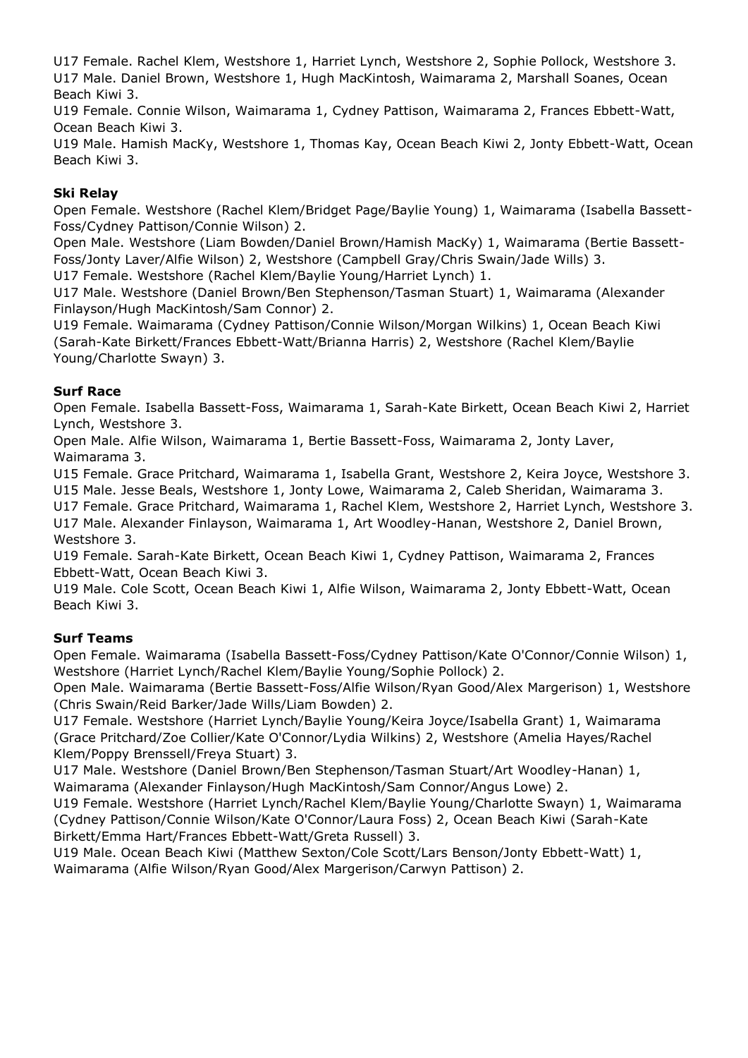U17 Female. Rachel Klem, Westshore 1, Harriet Lynch, Westshore 2, Sophie Pollock, Westshore 3.
U17 Male. Daniel Brown, Westshore 1, Hugh MacKintosh, Waimarama 2, Marshall Soanes, Ocean Beach Kiwi 3.
U19 Female. Connie Wilson, Waimarama 1, Cydney Pattison, Waimarama 2, Frances Ebbett-Watt, Ocean Beach Kiwi 3.
U19 Male. Hamish MacKy, Westshore 1, Thomas Kay, Ocean Beach Kiwi 2, Jonty Ebbett-Watt, Ocean Beach Kiwi 3.

**Ski Relay**

Open Female. Westshore (Rachel Klem/Bridget Page/Baylie Young) 1, Waimarama (Isabella Bassett-Foss/Cydney Pattison/Connie Wilson) 2.
Open Male. Westshore (Liam Bowden/Daniel Brown/Hamish MacKy) 1, Waimarama (Bertie Bassett-Foss/Jonty Laver/Alfie Wilson) 2, Westshore (Campbell Gray/Chris Swain/Jade Wills) 3.
U17 Female. Westshore (Rachel Klem/Baylie Young/Harriet Lynch) 1.
U17 Male. Westshore (Daniel Brown/Ben Stephenson/Tasman Stuart) 1, Waimarama (Alexander Finlayson/Hugh MacKintosh/Sam Connor) 2.
U19 Female. Waimarama (Cydney Pattison/Connie Wilson/Morgan Wilkins) 1, Ocean Beach Kiwi (Sarah-Kate Birkett/Frances Ebbett-Watt/Brianna Harris) 2, Westshore (Rachel Klem/Baylie Young/Charlotte Swayn) 3.

**Surf Race**

Open Female. Isabella Bassett-Foss, Waimarama 1, Sarah-Kate Birkett, Ocean Beach Kiwi 2, Harriet Lynch, Westshore 3.
Open Male. Alfie Wilson, Waimarama 1, Bertie Bassett-Foss, Waimarama 2, Jonty Laver, Waimarama 3.
U15 Female. Grace Pritchard, Waimarama 1, Isabella Grant, Westshore 2, Keira Joyce, Westshore 3.
U15 Male. Jesse Beals, Westshore 1, Jonty Lowe, Waimarama 2, Caleb Sheridan, Waimarama 3.
U17 Female. Grace Pritchard, Waimarama 1, Rachel Klem, Westshore 2, Harriet Lynch, Westshore 3.
U17 Male. Alexander Finlayson, Waimarama 1, Art Woodley-Hanan, Westshore 2, Daniel Brown, Westshore 3.
U19 Female. Sarah-Kate Birkett, Ocean Beach Kiwi 1, Cydney Pattison, Waimarama 2, Frances Ebbett-Watt, Ocean Beach Kiwi 3.
U19 Male. Cole Scott, Ocean Beach Kiwi 1, Alfie Wilson, Waimarama 2, Jonty Ebbett-Watt, Ocean Beach Kiwi 3.

**Surf Teams**

Open Female. Waimarama (Isabella Bassett-Foss/Cydney Pattison/Kate O'Connor/Connie Wilson) 1, Westshore (Harriet Lynch/Rachel Klem/Baylie Young/Sophie Pollock) 2.
Open Male. Waimarama (Bertie Bassett-Foss/Alfie Wilson/Ryan Good/Alex Margerison) 1, Westshore (Chris Swain/Reid Barker/Jade Wills/Liam Bowden) 2.
U17 Female. Westshore (Harriet Lynch/Baylie Young/Keira Joyce/Isabella Grant) 1, Waimarama (Grace Pritchard/Zoe Collier/Kate O'Connor/Lydia Wilkins) 2, Westshore (Amelia Hayes/Rachel Klem/Poppy Brenssell/Freya Stuart) 3.
U17 Male. Westshore (Daniel Brown/Ben Stephenson/Tasman Stuart/Art Woodley-Hanan) 1, Waimarama (Alexander Finlayson/Hugh MacKintosh/Sam Connor/Angus Lowe) 2.
U19 Female. Westshore (Harriet Lynch/Rachel Klem/Baylie Young/Charlotte Swayn) 1, Waimarama (Cydney Pattison/Connie Wilson/Kate O'Connor/Laura Foss) 2, Ocean Beach Kiwi (Sarah-Kate Birkett/Emma Hart/Frances Ebbett-Watt/Greta Russell) 3.
U19 Male. Ocean Beach Kiwi (Matthew Sexton/Cole Scott/Lars Benson/Jonty Ebbett-Watt) 1, Waimarama (Alfie Wilson/Ryan Good/Alex Margerison/Carwyn Pattison) 2.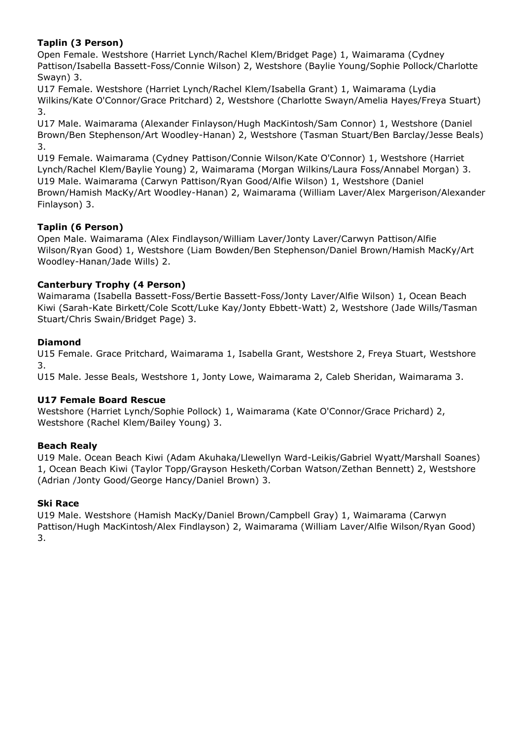**Taplin (3 Person)**

Open Female. Westshore (Harriet Lynch/Rachel Klem/Bridget Page) 1, Waimarama (Cydney Pattison/Isabella Bassett-Foss/Connie Wilson) 2, Westshore (Baylie Young/Sophie Pollock/Charlotte Swayn) 3.

U17 Female. Westshore (Harriet Lynch/Rachel Klem/Isabella Grant) 1, Waimarama (Lydia Wilkins/Kate O'Connor/Grace Pritchard) 2, Westshore (Charlotte Swayn/Amelia Hayes/Freya Stuart) 3.

U17 Male. Waimarama (Alexander Finlayson/Hugh MacKintosh/Sam Connor) 1, Westshore (Daniel Brown/Ben Stephenson/Art Woodley-Hanan) 2, Westshore (Tasman Stuart/Ben Barclay/Jesse Beals) 3.

U19 Female. Waimarama (Cydney Pattison/Connie Wilson/Kate O'Connor) 1, Westshore (Harriet Lynch/Rachel Klem/Baylie Young) 2, Waimarama (Morgan Wilkins/Laura Foss/Annabel Morgan) 3.

U19 Male. Waimarama (Carwyn Pattison/Ryan Good/Alfie Wilson) 1, Westshore (Daniel Brown/Hamish MacKy/Art Woodley-Hanan) 2, Waimarama (William Laver/Alex Margerison/Alexander Finlayson) 3.

**Taplin (6 Person)**

Open Male. Waimarama (Alex Findlayson/William Laver/Jonty Laver/Carwyn Pattison/Alfie Wilson/Ryan Good) 1, Westshore (Liam Bowden/Ben Stephenson/Daniel Brown/Hamish MacKy/Art Woodley-Hanan/Jade Wills) 2.

**Canterbury Trophy (4 Person)**

Waimarama (Isabella Bassett-Foss/Bertie Bassett-Foss/Jonty Laver/Alfie Wilson) 1, Ocean Beach Kiwi (Sarah-Kate Birkett/Cole Scott/Luke Kay/Jonty Ebbett-Watt) 2, Westshore (Jade Wills/Tasman Stuart/Chris Swain/Bridget Page) 3.

**Diamond**

U15 Female. Grace Pritchard, Waimarama 1, Isabella Grant, Westshore 2, Freya Stuart, Westshore 3.

U15 Male. Jesse Beals, Westshore 1, Jonty Lowe, Waimarama 2, Caleb Sheridan, Waimarama 3.

**U17 Female Board Rescue**

Westshore (Harriet Lynch/Sophie Pollock) 1, Waimarama (Kate O'Connor/Grace Prichard) 2, Westshore (Rachel Klem/Bailey Young) 3.

**Beach Realy**

U19 Male. Ocean Beach Kiwi (Adam Akuhaka/Llewellyn Ward-Leikis/Gabriel Wyatt/Marshall Soanes) 1, Ocean Beach Kiwi (Taylor Topp/Grayson Hesketh/Corban Watson/Zethan Bennett) 2, Westshore (Adrian /Jonty Good/George Hancy/Daniel Brown) 3.

**Ski Race**

U19 Male. Westshore (Hamish MacKy/Daniel Brown/Campbell Gray) 1, Waimarama (Carwyn Pattison/Hugh MacKintosh/Alex Findlayson) 2, Waimarama (William Laver/Alfie Wilson/Ryan Good) 3.